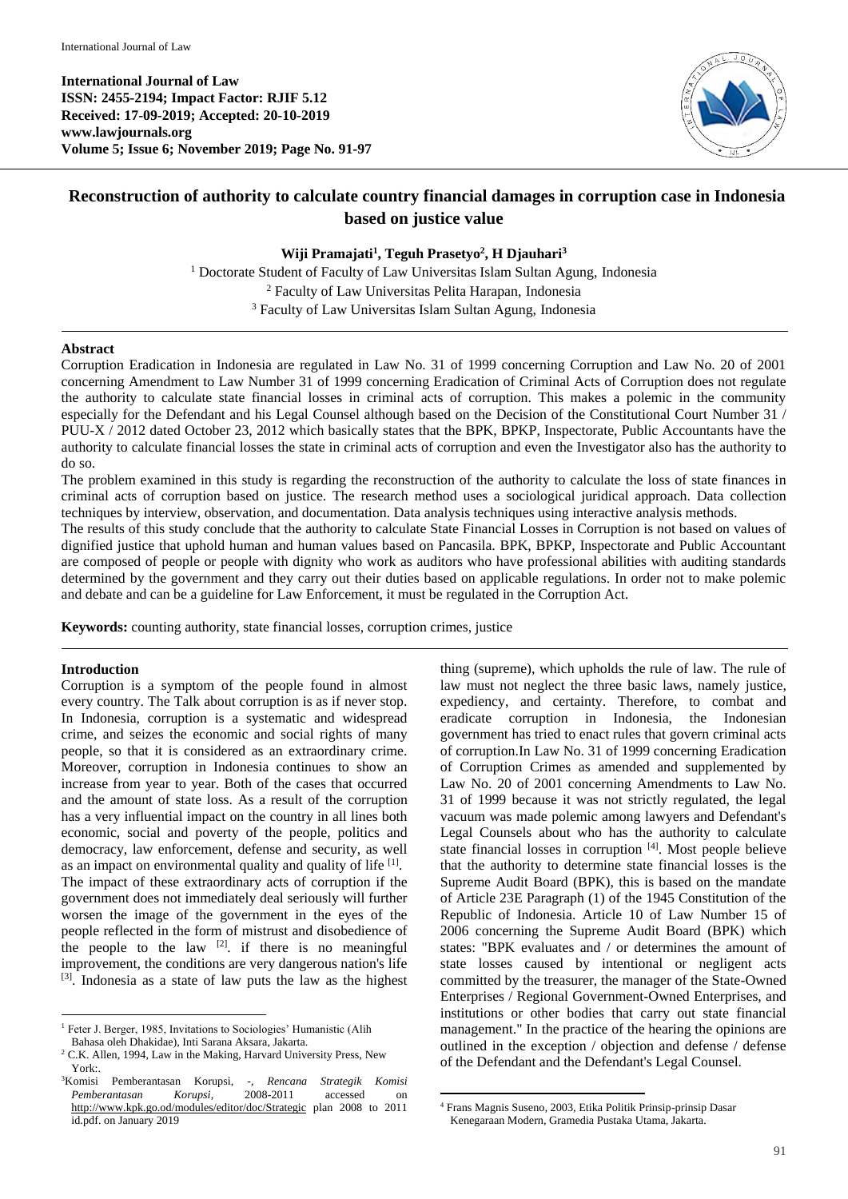**International Journal of Law**
**ISSN: 2455-2194; Impact Factor: RJIF 5.12**
**Received: 17-09-2019; Accepted: 20-10-2019**
**www.lawjournals.org**
**Volume 5; Issue 6; November 2019; Page No. 91-97**

# Reconstruction of authority to calculate country financial damages in corruption case in Indonesia based on justice value

**Wiji Pramajati[1], Teguh Prasetyo[2], H Djauhari[3]**

[1] Doctorate Student of Faculty of Law Universitas Islam Sultan Agung, Indonesia
[2] Faculty of Law Universitas Pelita Harapan, Indonesia
[3] Faculty of Law Universitas Islam Sultan Agung, Indonesia

## Abstract

Corruption Eradication in Indonesia are regulated in Law No. 31 of 1999 concerning Corruption and Law No. 20 of 2001 concerning Amendment to Law Number 31 of 1999 concerning Eradication of Criminal Acts of Corruption does not regulate the authority to calculate state financial losses in criminal acts of corruption. This makes a polemic in the community especially for the Defendant and his Legal Counsel although based on the Decision of the Constitutional Court Number 31 / PUU-X / 2012 dated October 23, 2012 which basically states that the BPK, BPKP, Inspectorate, Public Accountants have the authority to calculate financial losses the state in criminal acts of corruption and even the Investigator also has the authority to do so.

The problem examined in this study is regarding the reconstruction of the authority to calculate the loss of state finances in criminal acts of corruption based on justice. The research method uses a sociological juridical approach. Data collection techniques by interview, observation, and documentation. Data analysis techniques using interactive analysis methods.

The results of this study conclude that the authority to calculate State Financial Losses in Corruption is not based on values of dignified justice that uphold human and human values based on Pancasila. BPK, BPKP, Inspectorate and Public Accountant are composed of people or people with dignity who work as auditors who have professional abilities with auditing standards determined by the government and they carry out their duties based on applicable regulations. In order not to make polemic and debate and can be a guideline for Law Enforcement, it must be regulated in the Corruption Act.

**Keywords:** counting authority, state financial losses, corruption crimes, justice

## Introduction

Corruption is a symptom of the people found in almost every country. The Talk about corruption is as if never stop. In Indonesia, corruption is a systematic and widespread crime, and seizes the economic and social rights of many people, so that it is considered as an extraordinary crime. Moreover, corruption in Indonesia continues to show an increase from year to year. Both of the cases that occurred and the amount of state loss. As a result of the corruption has a very influential impact on the country in all lines both economic, social and poverty of the people, politics and democracy, law enforcement, defense and security, as well as an impact on environmental quality and quality of life [1].

The impact of these extraordinary acts of corruption if the government does not immediately deal seriously will further worsen the image of the government in the eyes of the people reflected in the form of mistrust and disobedience of the people to the law [2]. if there is no meaningful improvement, the conditions are very dangerous nation's life [3]. Indonesia as a state of law puts the law as the highest thing (supreme), which upholds the rule of law. The rule of law must not neglect the three basic laws, namely justice, expediency, and certainty. Therefore, to combat and eradicate corruption in Indonesia, the Indonesian government has tried to enact rules that govern criminal acts of corruption.In Law No. 31 of 1999 concerning Eradication of Corruption Crimes as amended and supplemented by Law No. 20 of 2001 concerning Amendments to Law No. 31 of 1999 because it was not strictly regulated, the legal vacuum was made polemic among lawyers and Defendant's Legal Counsels about who has the authority to calculate state financial losses in corruption [4]. Most people believe that the authority to determine state financial losses is the Supreme Audit Board (BPK), this is based on the mandate of Article 23E Paragraph (1) of the 1945 Constitution of the Republic of Indonesia. Article 10 of Law Number 15 of 2006 concerning the Supreme Audit Board (BPK) which states: "BPK evaluates and / or determines the amount of state losses caused by intentional or negligent acts committed by the treasurer, the manager of the State-Owned Enterprises / Regional Government-Owned Enterprises, and institutions or other bodies that carry out state financial management." In the practice of the hearing the opinions are outlined in the exception / objection and defense / defense of the Defendant and the Defendant's Legal Counsel.

---

[1] Feter J. Berger, 1985, Invitations to Sociologies' Humanistic (Alih Bahasa oleh Dhakidae), Inti Sarana Aksara, Jakarta.

[2] C.K. Allen, 1994, Law in the Making, Harvard University Press, New York:.

[3] Komisi Pemberantasan Korupsi, -, *Rencana Strategik Komisi Pemberantasan Korupsi*, 2008-2011 accessed on http://www.kpk.go.od/modules/editor/doc/Strategic plan 2008 to 2011 id.pdf. on January 2019

[4] Frans Magnis Suseno, 2003, Etika Politik Prinsip-prinsip Dasar Kenegaraan Modern, Gramedia Pustaka Utama, Jakarta.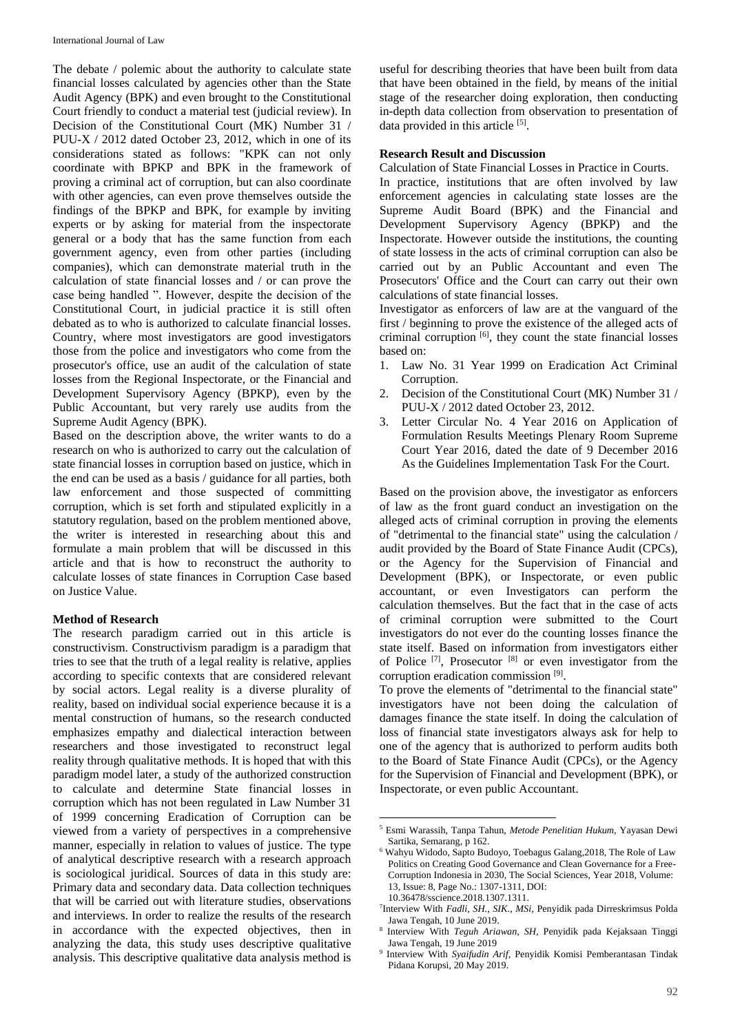The debate / polemic about the authority to calculate state financial losses calculated by agencies other than the State Audit Agency (BPK) and even brought to the Constitutional Court friendly to conduct a material test (judicial review). In Decision of the Constitutional Court (MK) Number 31 / PUU-X / 2012 dated October 23, 2012, which in one of its considerations stated as follows: "KPK can not only coordinate with BPKP and BPK in the framework of proving a criminal act of corruption, but can also coordinate with other agencies, can even prove themselves outside the findings of the BPKP and BPK, for example by inviting experts or by asking for material from the inspectorate general or a body that has the same function from each government agency, even from other parties (including companies), which can demonstrate material truth in the calculation of state financial losses and / or can prove the case being handled ". However, despite the decision of the Constitutional Court, in judicial practice it is still often debated as to who is authorized to calculate financial losses. Country, where most investigators are good investigators those from the police and investigators who come from the prosecutor's office, use an audit of the calculation of state losses from the Regional Inspectorate, or the Financial and Development Supervisory Agency (BPKP), even by the Public Accountant, but very rarely use audits from the Supreme Audit Agency (BPK).

Based on the description above, the writer wants to do a research on who is authorized to carry out the calculation of state financial losses in corruption based on justice, which in the end can be used as a basis / guidance for all parties, both law enforcement and those suspected of committing corruption, which is set forth and stipulated explicitly in a statutory regulation, based on the problem mentioned above, the writer is interested in researching about this and formulate a main problem that will be discussed in this article and that is how to reconstruct the authority to calculate losses of state finances in Corruption Case based on Justice Value.

**Method of Research**

The research paradigm carried out in this article is constructivism. Constructivism paradigm is a paradigm that tries to see that the truth of a legal reality is relative, applies according to specific contexts that are considered relevant by social actors. Legal reality is a diverse plurality of reality, based on individual social experience because it is a mental construction of humans, so the research conducted emphasizes empathy and dialectical interaction between researchers and those investigated to reconstruct legal reality through qualitative methods. It is hoped that with this paradigm model later, a study of the authorized construction to calculate and determine State financial losses in corruption which has not been regulated in Law Number 31 of 1999 concerning Eradication of Corruption can be viewed from a variety of perspectives in a comprehensive manner, especially in relation to values of justice. The type of analytical descriptive research with a research approach is sociological juridical. Sources of data in this study are: Primary data and secondary data. Data collection techniques that will be carried out with literature studies, observations and interviews. In order to realize the results of the research in accordance with the expected objectives, then in analyzing the data, this study uses descriptive qualitative analysis. This descriptive qualitative data analysis method is useful for describing theories that have been built from data that have been obtained in the field, by means of the initial stage of the researcher doing exploration, then conducting in-depth data collection from observation to presentation of data provided in this article [5].

**Research Result and Discussion**

Calculation of State Financial Losses in Practice in Courts.

In practice, institutions that are often involved by law enforcement agencies in calculating state losses are the Supreme Audit Board (BPK) and the Financial and Development Supervisory Agency (BPKP) and the Inspectorate. However outside the institutions, the counting of state lossess in the acts of criminal corruption can also be carried out by an Public Accountant and even The Prosecutors' Office and the Court can carry out their own calculations of state financial losses.

Investigator as enforcers of law are at the vanguard of the first / beginning to prove the existence of the alleged acts of criminal corruption [6], they count the state financial losses based on:

1. Law No. 31 Year 1999 on Eradication Act Criminal Corruption.
2. Decision of the Constitutional Court (MK) Number 31 / PUU-X / 2012 dated October 23, 2012.
3. Letter Circular No. 4 Year 2016 on Application of Formulation Results Meetings Plenary Room Supreme Court Year 2016, dated the date of 9 December 2016 As the Guidelines Implementation Task For the Court.

Based on the provision above, the investigator as enforcers of law as the front guard conduct an investigation on the alleged acts of criminal corruption in proving the elements of "detrimental to the financial state" using the calculation / audit provided by the Board of State Finance Audit (CPCs), or the Agency for the Supervision of Financial and Development (BPK), or Inspectorate, or even public accountant, or even Investigators can perform the calculation themselves. But the fact that in the case of acts of criminal corruption were submitted to the Court investigators do not ever do the counting losses finance the state itself. Based on information from investigators either of Police [7], Prosecutor [8] or even investigator from the corruption eradication commission [9].

To prove the elements of "detrimental to the financial state" investigators have not been doing the calculation of damages finance the state itself. In doing the calculation of loss of financial state investigators always ask for help to one of the agency that is authorized to perform audits both to the Board of State Finance Audit (CPCs), or the Agency for the Supervision of Financial and Development (BPK), or Inspectorate, or even public Accountant.

---

[5] Esmi Warassih, Tanpa Tahun, *Metode Penelitian Hukum*, Yayasan Dewi Sartika, Semarang, p 162.

[6] Wahyu Widodo, Sapto Budoyo, Toebagus Galang,2018, The Role of Law Politics on Creating Good Governance and Clean Governance for a Free-Corruption Indonesia in 2030, The Social Sciences, Year 2018, Volume: 13, Issue: 8, Page No.: 1307-1311, DOI: 10.36478/sscience.2018.1307.1311.

[7] Interview With *Fadli, SH., SIK., MSi*, Penyidik pada Dirreskrimsus Polda Jawa Tengah, 10 June 2019.

[8] Interview With *Teguh Ariawan, SH*, Penyidik pada Kejaksaan Tinggi Jawa Tengah, 19 June 2019

[9] Interview With *Syaifudin Arif*, Penyidik Komisi Pemberantasan Tindak Pidana Korupsi, 20 May 2019.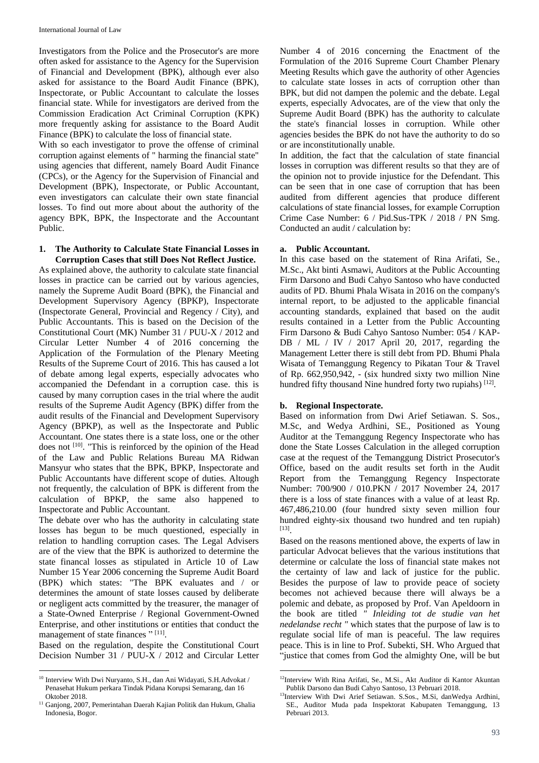Investigators from the Police and the Prosecutor's are more often asked for assistance to the Agency for the Supervision of Financial and Development (BPK), although ever also asked for assistance to the Board Audit Finance (BPK), Inspectorate, or Public Accountant to calculate the losses financial state. While for investigators are derived from the Commission Eradication Act Criminal Corruption (KPK) more frequently asking for assistance to the Board Audit Finance (BPK) to calculate the loss of financial state.

With so each investigator to prove the offense of criminal corruption against elements of " harming the financial state" using agencies that different, namely Board Audit Finance (CPCs), or the Agency for the Supervision of Financial and Development (BPK), Inspectorate, or Public Accountant, even investigators can calculate their own state financial losses. To find out more about about the authority of the agency BPK, BPK, the Inspectorate and the Accountant Public.

**1. The Authority to Calculate State Financial Losses in Corruption Cases that still Does Not Reflect Justice.**

As explained above, the authority to calculate state financial losses in practice can be carried out by various agencies, namely the Supreme Audit Board (BPK), the Financial and Development Supervisory Agency (BPKP), Inspectorate (Inspectorate General, Provincial and Regency / City), and Public Accountants. This is based on the Decision of the Constitutional Court (MK) Number 31 / PUU-X / 2012 and Circular Letter Number 4 of 2016 concerning the Application of the Formulation of the Plenary Meeting Results of the Supreme Court of 2016. This has caused a lot of debate among legal experts, especially advocates who accompanied the Defendant in a corruption case. this is caused by many corruption cases in the trial where the audit results of the Supreme Audit Agency (BPK) differ from the audit results of the Financial and Development Supervisory Agency (BPKP), as well as the Inspectorate and Public Accountant. One states there is a state loss, one or the other does not [10]. "This is reinforced by the opinion of the Head of the Law and Public Relations Bureau MA Ridwan Mansyur who states that the BPK, BPKP, Inspectorate and Public Accountants have different scope of duties. Altough not frequently, the calculation of BPK is different from the calculation of BPKP, the same also happened to Inspectorate and Public Accountant.

The debate over who has the authority in calculating state losses has begun to be much questioned, especially in relation to handling corruption cases. The Legal Advisers are of the view that the BPK is authorized to determine the state financal losses as stipulated in Article 10 of Law Number 15 Year 2006 concerning the Supreme Audit Board (BPK) which states: "The BPK evaluates and / or determines the amount of state losses caused by deliberate or negligent acts committed by the treasurer, the manager of a State-Owned Enterprise / Regional Government-Owned Enterprise, and other institutions or entities that conduct the management of state finances " [11].

Based on the regulation, despite the Constitutional Court Decision Number 31 / PUU-X / 2012 and Circular Letter Number 4 of 2016 concerning the Enactment of the Formulation of the 2016 Supreme Court Chamber Plenary Meeting Results which gave the authority of other Agencies to calculate state losses in acts of corruption other than BPK, but did not dampen the polemic and the debate. Legal experts, especially Advocates, are of the view that only the Supreme Audit Board (BPK) has the authority to calculate the state's financial losses in corruption. While other agencies besides the BPK do not have the authority to do so or are inconstitutionally unable.

In addition, the fact that the calculation of state financial losses in corruption was different results so that they are of the opinion not to provide injustice for the Defendant. This can be seen that in one case of corruption that has been audited from different agencies that produce different calculations of state financial losses, for example Corruption Crime Case Number: 6 / Pid.Sus-TPK / 2018 / PN Smg. Conducted an audit / calculation by:

**a. Public Accountant.**

In this case based on the statement of Rina Arifati, Se., M.Sc., Akt binti Asmawi, Auditors at the Public Accounting Firm Darsono and Budi Cahyo Santoso who have conducted audits of PD. Bhumi Phala Wisata in 2016 on the company's internal report, to be adjusted to the applicable financial accounting standards, explained that based on the audit results contained in a Letter from the Public Accounting Firm Darsono & Budi Cahyo Santoso Number: 054 / KAP-DB / ML / IV / 2017 April 20, 2017, regarding the Management Letter there is still debt from PD. Bhumi Phala Wisata of Temanggung Regency to Pikatan Tour & Travel of Rp. 662,950,942, - (six hundred sixty two million Nine hundred fifty thousand Nine hundred forty two rupiahs) [12].

**b. Regional Inspectorate.**

Based on information from Dwi Arief Setiawan. S. Sos., M.Sc, and Wedya Ardhini, SE., Positioned as Young Auditor at the Temanggung Regency Inspectorate who has done the State Losses Calculation in the alleged corruption case at the request of the Temanggung District Prosecutor's Office, based on the audit results set forth in the Audit Report from the Temanggung Regency Inspectorate Number: 700/900 / 010.PKN / 2017 November 24, 2017 there is a loss of state finances with a value of at least Rp. 467,486,210.00 (four hundred sixty seven million four hundred eighty-six thousand two hundred and ten rupiah) [13].

Based on the reasons mentioned above, the experts of law in particular Advocat believes that the various institutions that determine or calculate the loss of financial state makes not the certainty of law and lack of justice for the public. Besides the purpose of law to provide peace of society becomes not achieved because there will always be a polemic and debate, as proposed by Prof. Van Apeldoorn in the book are titled *" Inleiding tot de studie van het nedelandse recht "* which states that the purpose of law is to regulate social life of man is peaceful. The law requires peace. This is in line to Prof. Subekti, SH. Who Argued that "justice that comes from God the almighty One, will be but

---

[10] Interview With Dwi Nuryanto, S.H., dan Ani Widayati, S.H.Advokat / Penasehat Hukum perkara Tindak Pidana Korupsi Semarang, dan 16 Oktober 2018.

[11] Ganjong, 2007, Pemerintahan Daerah Kajian Politik dan Hukum, Ghalia Indonesia, Bogor.

[12] Interview With Rina Arifati, Se., M.Si., Akt Auditor di Kantor Akuntan Publik Darsono dan Budi Cahyo Santoso, 13 Pebruari 2018.

[13] Interview With Dwi Arief Setiawan. S.Sos., M.Si, danWedya Ardhini, SE., Auditor Muda pada Inspektorat Kabupaten Temanggung, 13 Pebruari 2013.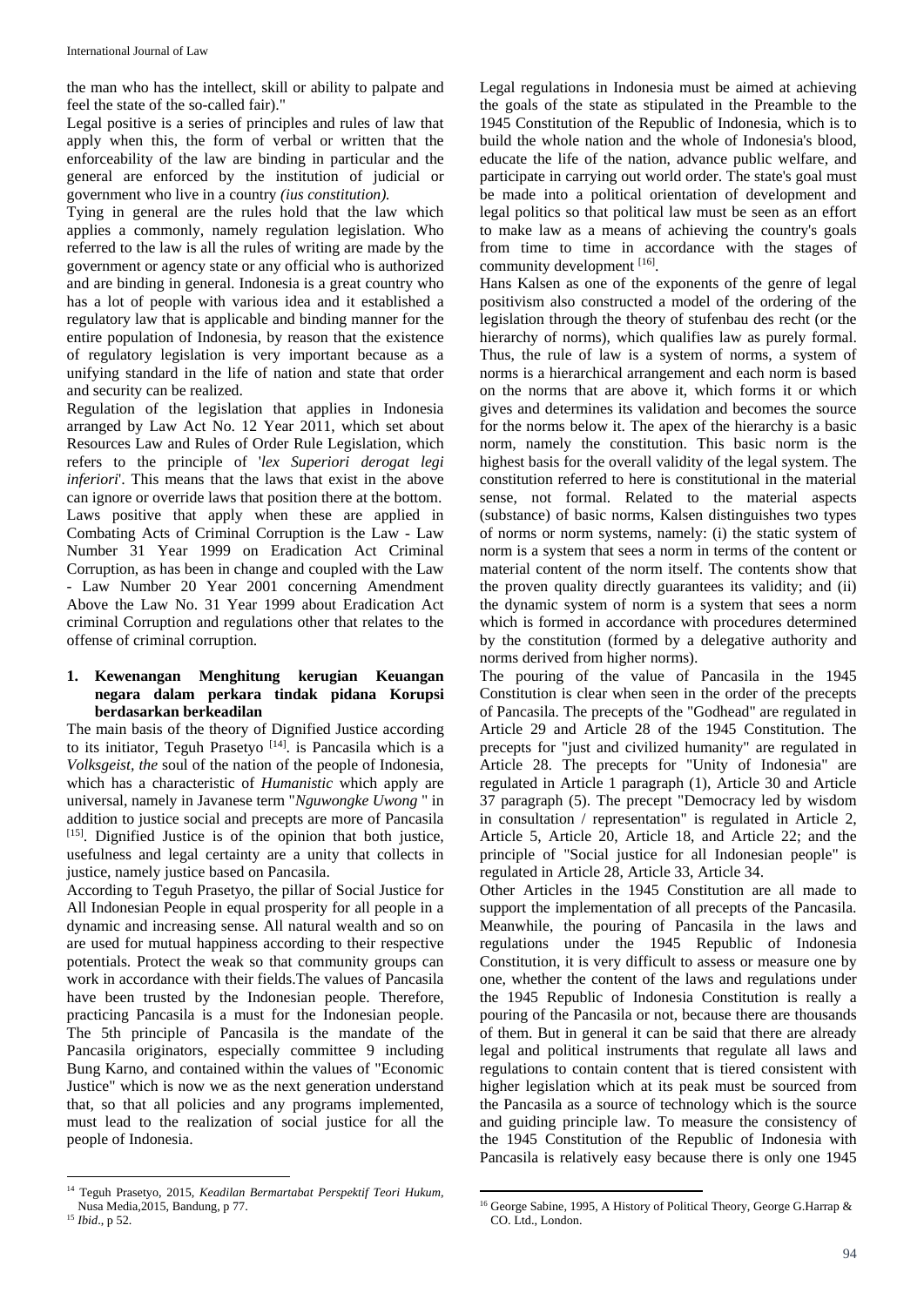the man who has the intellect, skill or ability to palpate and feel the state of the so-called fair)."

Legal positive is a series of principles and rules of law that apply when this, the form of verbal or written that the enforceability of the law are binding in particular and the general are enforced by the institution of judicial or government who live in a country *(ius constitution).*

Tying in general are the rules hold that the law which applies a commonly, namely regulation legislation. Who referred to the law is all the rules of writing are made by the government or agency state or any official who is authorized and are binding in general. Indonesia is a great country who has a lot of people with various idea and it established a regulatory law that is applicable and binding manner for the entire population of Indonesia, by reason that the existence of regulatory legislation is very important because as a unifying standard in the life of nation and state that order and security can be realized.

Regulation of the legislation that applies in Indonesia arranged by Law Act No. 12 Year 2011, which set about Resources Law and Rules of Order Rule Legislation, which refers to the principle of '*lex Superiori derogat legi inferiori*'. This means that the laws that exist in the above can ignore or override laws that position there at the bottom.

Laws positive that apply when these are applied in Combating Acts of Criminal Corruption is the Law - Law Number 31 Year 1999 on Eradication Act Criminal Corruption, as has been in change and coupled with the Law - Law Number 20 Year 2001 concerning Amendment Above the Law No. 31 Year 1999 about Eradication Act criminal Corruption and regulations other that relates to the offense of criminal corruption.

**1. Kewenangan Menghitung kerugian Keuangan negara dalam perkara tindak pidana Korupsi berdasarkan berkeadilan**

The main basis of the theory of Dignified Justice according to its initiator, Teguh Prasetyo [14]. is Pancasila which is a *Volksgeist, the* soul of the nation of the people of Indonesia, which has a characteristic of *Humanistic* which apply are universal, namely in Javanese term "*Nguwongke Uwong* " in addition to justice social and precepts are more of Pancasila [15]. Dignified Justice is of the opinion that both justice, usefulness and legal certainty are a unity that collects in justice, namely justice based on Pancasila.

According to Teguh Prasetyo, the pillar of Social Justice for All Indonesian People in equal prosperity for all people in a dynamic and increasing sense. All natural wealth and so on are used for mutual happiness according to their respective potentials. Protect the weak so that community groups can work in accordance with their fields.The values of Pancasila have been trusted by the Indonesian people. Therefore, practicing Pancasila is a must for the Indonesian people. The 5th principle of Pancasila is the mandate of the Pancasila originators, especially committee 9 including Bung Karno, and contained within the values of "Economic Justice" which is now we as the next generation understand that, so that all policies and any programs implemented, must lead to the realization of social justice for all the people of Indonesia.

Legal regulations in Indonesia must be aimed at achieving the goals of the state as stipulated in the Preamble to the 1945 Constitution of the Republic of Indonesia, which is to build the whole nation and the whole of Indonesia's blood, educate the life of the nation, advance public welfare, and participate in carrying out world order. The state's goal must be made into a political orientation of development and legal politics so that political law must be seen as an effort to make law as a means of achieving the country's goals from time to time in accordance with the stages of community development [16].

Hans Kalsen as one of the exponents of the genre of legal positivism also constructed a model of the ordering of the legislation through the theory of stufenbau des recht (or the hierarchy of norms), which qualifies law as purely formal. Thus, the rule of law is a system of norms, a system of norms is a hierarchical arrangement and each norm is based on the norms that are above it, which forms it or which gives and determines its validation and becomes the source for the norms below it. The apex of the hierarchy is a basic norm, namely the constitution. This basic norm is the highest basis for the overall validity of the legal system. The constitution referred to here is constitutional in the material sense, not formal. Related to the material aspects (substance) of basic norms, Kalsen distinguishes two types of norms or norm systems, namely: (i) the static system of norm is a system that sees a norm in terms of the content or material content of the norm itself. The contents show that the proven quality directly guarantees its validity; and (ii) the dynamic system of norm is a system that sees a norm which is formed in accordance with procedures determined by the constitution (formed by a delegative authority and norms derived from higher norms).

The pouring of the value of Pancasila in the 1945 Constitution is clear when seen in the order of the precepts of Pancasila. The precepts of the "Godhead" are regulated in Article 29 and Article 28 of the 1945 Constitution. The precepts for "just and civilized humanity" are regulated in Article 28. The precepts for "Unity of Indonesia" are regulated in Article 1 paragraph (1), Article 30 and Article 37 paragraph (5). The precept "Democracy led by wisdom in consultation / representation" is regulated in Article 2, Article 5, Article 20, Article 18, and Article 22; and the principle of "Social justice for all Indonesian people" is regulated in Article 28, Article 33, Article 34.

Other Articles in the 1945 Constitution are all made to support the implementation of all precepts of the Pancasila. Meanwhile, the pouring of Pancasila in the laws and regulations under the 1945 Republic of Indonesia Constitution, it is very difficult to assess or measure one by one, whether the content of the laws and regulations under the 1945 Republic of Indonesia Constitution is really a pouring of the Pancasila or not, because there are thousands of them. But in general it can be said that there are already legal and political instruments that regulate all laws and regulations to contain content that is tiered consistent with higher legislation which at its peak must be sourced from the Pancasila as a source of technology which is the source and guiding principle law. To measure the consistency of the 1945 Constitution of the Republic of Indonesia with Pancasila is relatively easy because there is only one 1945

---

[14] Teguh Prasetyo, 2015, *Keadilan Bermartabat Perspektif Teori Hukum*, Nusa Media,2015, Bandung, p 77.

[15] *Ibid*., p 52.

[16] George Sabine, 1995, A History of Political Theory, George G.Harrap & CO. Ltd., London.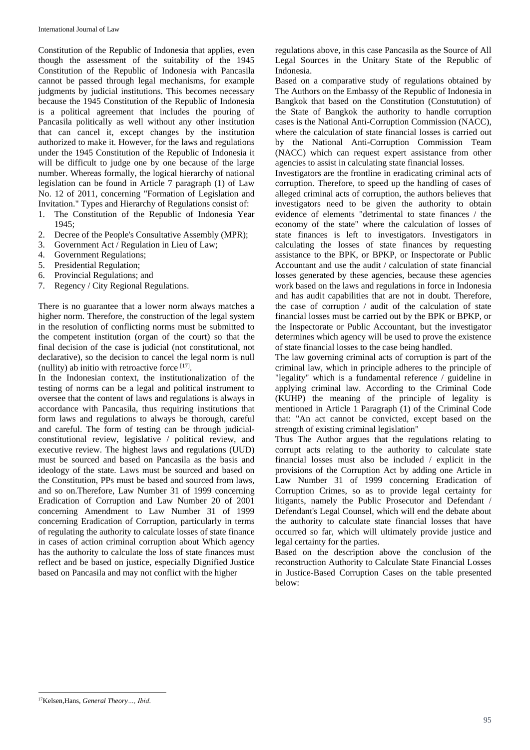Constitution of the Republic of Indonesia that applies, even though the assessment of the suitability of the 1945 Constitution of the Republic of Indonesia with Pancasila cannot be passed through legal mechanisms, for example judgments by judicial institutions. This becomes necessary because the 1945 Constitution of the Republic of Indonesia is a political agreement that includes the pouring of Pancasila politically as well without any other institution that can cancel it, except changes by the institution authorized to make it. However, for the laws and regulations under the 1945 Constitution of the Republic of Indonesia it will be difficult to judge one by one because of the large number. Whereas formally, the logical hierarchy of national legislation can be found in Article 7 paragraph (1) of Law No. 12 of 2011, concerning "Formation of Legislation and Invitation." Types and Hierarchy of Regulations consist of:

1. The Constitution of the Republic of Indonesia Year 1945;
2. Decree of the People's Consultative Assembly (MPR);
3. Government Act / Regulation in Lieu of Law;
4. Government Regulations;
5. Presidential Regulation;
6. Provincial Regulations; and
7. Regency / City Regional Regulations.

There is no guarantee that a lower norm always matches a higher norm. Therefore, the construction of the legal system in the resolution of conflicting norms must be submitted to the competent institution (organ of the court) so that the final decision of the case is judicial (not constitutional, not declarative), so the decision to cancel the legal norm is null (nullity) ab initio with retroactive force [17].

In the Indonesian context, the institutionalization of the testing of norms can be a legal and political instrument to oversee that the content of laws and regulations is always in accordance with Pancasila, thus requiring institutions that form laws and regulations to always be thorough, careful and careful. The form of testing can be through judicial-constitutional review, legislative / political review, and executive review. The highest laws and regulations (UUD) must be sourced and based on Pancasila as the basis and ideology of the state. Laws must be sourced and based on the Constitution, PPs must be based and sourced from laws, and so on.Therefore, Law Number 31 of 1999 concerning Eradication of Corruption and Law Number 20 of 2001 concerning Amendment to Law Number 31 of 1999 concerning Eradication of Corruption, particularly in terms of regulating the authority to calculate losses of state finance in cases of action criminal corruption about Which agency has the authority to calculate the loss of state finances must reflect and be based on justice, especially Dignified Justice based on Pancasila and may not conflict with the higher regulations above, in this case Pancasila as the Source of All Legal Sources in the Unitary State of the Republic of Indonesia.

Based on a comparative study of regulations obtained by The Authors on the Embassy of the Republic of Indonesia in Bangkok that based on the Constitution (Constutution) of the State of Bangkok the authority to handle corruption cases is the National Anti-Corruption Commission (NACC), where the calculation of state financial losses is carried out by the National Anti-Corruption Commission Team (NACC) which can request expert assistance from other agencies to assist in calculating state financial losses.

Investigators are the frontline in eradicating criminal acts of corruption. Therefore, to speed up the handling of cases of alleged criminal acts of corruption, the authors believes that investigators need to be given the authority to obtain evidence of elements "detrimental to state finances / the economy of the state" where the calculation of losses of state finances is left to investigators. Investigators in calculating the losses of state finances by requesting assistance to the BPK, or BPKP, or Inspectorate or Public Accountant and use the audit / calculation of state financial losses generated by these agencies, because these agencies work based on the laws and regulations in force in Indonesia and has audit capabilities that are not in doubt. Therefore, the case of corruption / audit of the calculation of state financial losses must be carried out by the BPK or BPKP, or the Inspectorate or Public Accountant, but the investigator determines which agency will be used to prove the existence of state financial losses to the case being handled.

The law governing criminal acts of corruption is part of the criminal law, which in principle adheres to the principle of "legality" which is a fundamental reference / guideline in applying criminal law. According to the Criminal Code (KUHP) the meaning of the principle of legality is mentioned in Article 1 Paragraph (1) of the Criminal Code that: "An act cannot be convicted, except based on the strength of existing criminal legislation"

Thus The Author argues that the regulations relating to corrupt acts relating to the authority to calculate state financial losses must also be included / explicit in the provisions of the Corruption Act by adding one Article in Law Number 31 of 1999 concerning Eradication of Corruption Crimes, so as to provide legal certainty for litigants, namely the Public Prosecutor and Defendant / Defendant's Legal Counsel, which will end the debate about the authority to calculate state financial losses that have occurred so far, which will ultimately provide justice and legal certainty for the parties.

Based on the description above the conclusion of the reconstruction Authority to Calculate State Financial Losses in Justice-Based Corruption Cases on the table presented below:

---

[17] Kelsen,Hans, *General Theory…, Ibid*.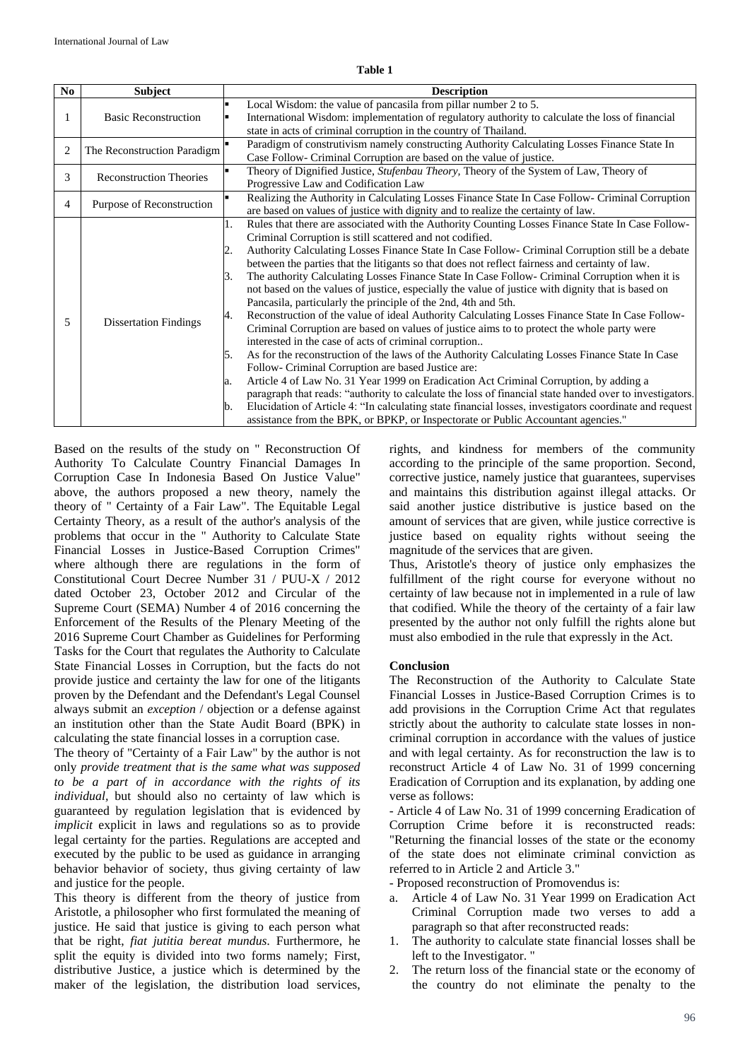**Table 1**

| No | Subject | Description |
|---|---|---|
| 1 | Basic Reconstruction | ▪ Local Wisdom: the value of pancasila from pillar number 2 to 5.<br>▪ International Wisdom: implementation of regulatory authority to calculate the loss of financial state in acts of criminal corruption in the country of Thailand. |
| 2 | The Reconstruction Paradigm | ▪ Paradigm of construtivism namely constructing Authority Calculating Losses Finance State In Case Follow- Criminal Corruption are based on the value of justice. |
| 3 | Reconstruction Theories | ▪ Theory of Dignified Justice, *Stufenbau Theory*, Theory of the System of Law, Theory of Progressive Law and Codification Law |
| 4 | Purpose of Reconstruction | ▪ Realizing the Authority in Calculating Losses Finance State In Case Follow- Criminal Corruption are based on values of justice with dignity and to realize the certainty of law. |
| 5 | Dissertation Findings | 1. Rules that there are associated with the Authority Counting Losses Finance State In Case Follow- Criminal Corruption is still scattered and not codified.<br>2. Authority Calculating Losses Finance State In Case Follow- Criminal Corruption still be a debate between the parties that the litigants so that does not reflect fairness and certainty of law.<br>3. The authority Calculating Losses Finance State In Case Follow- Criminal Corruption when it is not based on the values of justice, especially the value of justice with dignity that is based on Pancasila, particularly the principle of the 2nd, 4th and 5th.<br>4. Reconstruction of the value of ideal Authority Calculating Losses Finance State In Case Follow- Criminal Corruption are based on values of justice aims to to protect the whole party were interested in the case of acts of criminal corruption..<br>5. As for the reconstruction of the laws of the Authority Calculating Losses Finance State In Case Follow- Criminal Corruption are based Justice are:<br>a. Article 4 of Law No. 31 Year 1999 on Eradication Act Criminal Corruption, by adding a paragraph that reads: "authority to calculate the loss of financial state handed over to investigators.<br>b. Elucidation of Article 4: "In calculating state financial losses, investigators coordinate and request assistance from the BPK, or BPKP, or Inspectorate or Public Accountant agencies." |

Based on the results of the study on " Reconstruction Of Authority To Calculate Country Financial Damages In Corruption Case In Indonesia Based On Justice Value" above, the authors proposed a new theory, namely the theory of " Certainty of a Fair Law". The Equitable Legal Certainty Theory, as a result of the author's analysis of the problems that occur in the " Authority to Calculate State Financial Losses in Justice-Based Corruption Crimes" where although there are regulations in the form of Constitutional Court Decree Number 31 / PUU-X / 2012 dated October 23, October 2012 and Circular of the Supreme Court (SEMA) Number 4 of 2016 concerning the Enforcement of the Results of the Plenary Meeting of the 2016 Supreme Court Chamber as Guidelines for Performing Tasks for the Court that regulates the Authority to Calculate State Financial Losses in Corruption, but the facts do not provide justice and certainty the law for one of the litigants proven by the Defendant and the Defendant's Legal Counsel always submit an *exception* / objection or a defense against an institution other than the State Audit Board (BPK) in calculating the state financial losses in a corruption case.

The theory of "Certainty of a Fair Law" by the author is not only *provide treatment that is the same what was supposed to be a part of in accordance with the rights of its individual*, but should also no certainty of law which is guaranteed by regulation legislation that is evidenced by *implicit* explicit in laws and regulations so as to provide legal certainty for the parties. Regulations are accepted and executed by the public to be used as guidance in arranging behavior behavior of society, thus giving certainty of law and justice for the people.

This theory is different from the theory of justice from Aristotle, a philosopher who first formulated the meaning of justice. He said that justice is giving to each person what that be right, *fiat jutitia bereat mundus*. Furthermore, he split the equity is divided into two forms namely; First, distributive Justice, a justice which is determined by the maker of the legislation, the distribution load services, rights, and kindness for members of the community according to the principle of the same proportion. Second, corrective justice, namely justice that guarantees, supervises and maintains this distribution against illegal attacks. Or said another justice distributive is justice based on the amount of services that are given, while justice corrective is justice based on equality rights without seeing the magnitude of the services that are given.

Thus, Aristotle's theory of justice only emphasizes the fulfillment of the right course for everyone without no certainty of law because not in implemented in a rule of law that codified. While the theory of the certainty of a fair law presented by the author not only fulfill the rights alone but must also embodied in the rule that expressly in the Act.

## Conclusion

The Reconstruction of the Authority to Calculate State Financial Losses in Justice-Based Corruption Crimes is to add provisions in the Corruption Crime Act that regulates strictly about the authority to calculate state losses in non-criminal corruption in accordance with the values of justice and with legal certainty. As for reconstruction the law is to reconstruct Article 4 of Law No. 31 of 1999 concerning Eradication of Corruption and its explanation, by adding one verse as follows:

- Article 4 of Law No. 31 of 1999 concerning Eradication of Corruption Crime before it is reconstructed reads: "Returning the financial losses of the state or the economy of the state does not eliminate criminal conviction as referred to in Article 2 and Article 3."
- Proposed reconstruction of Promovendus is:

a. Article 4 of Law No. 31 Year 1999 on Eradication Act Criminal Corruption made two verses to add a paragraph so that after reconstructed reads:

1. The authority to calculate state financial losses shall be left to the Investigator. "
2. The return loss of the financial state or the economy of the country do not eliminate the penalty to the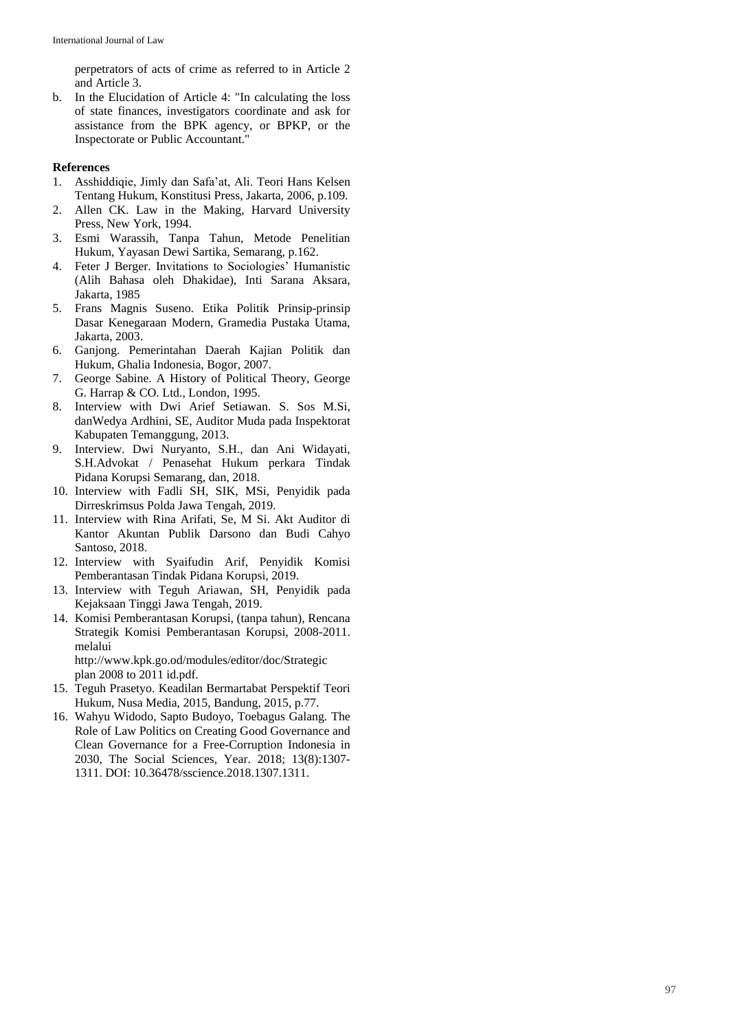perpetrators of acts of crime as referred to in Article 2 and Article 3.

b. In the Elucidation of Article 4: "In calculating the loss of state finances, investigators coordinate and ask for assistance from the BPK agency, or BPKP, or the Inspectorate or Public Accountant."

**References**

1. Asshiddiqie, Jimly dan Safa'at, Ali. Teori Hans Kelsen Tentang Hukum, Konstitusi Press, Jakarta, 2006, p.109.
2. Allen CK. Law in the Making, Harvard University Press, New York, 1994.
3. Esmi Warassih, Tanpa Tahun, Metode Penelitian Hukum, Yayasan Dewi Sartika, Semarang, p.162.
4. Feter J Berger. Invitations to Sociologies' Humanistic (Alih Bahasa oleh Dhakidae), Inti Sarana Aksara, Jakarta, 1985
5. Frans Magnis Suseno. Etika Politik Prinsip-prinsip Dasar Kenegaraan Modern, Gramedia Pustaka Utama, Jakarta, 2003.
6. Ganjong. Pemerintahan Daerah Kajian Politik dan Hukum, Ghalia Indonesia, Bogor, 2007.
7. George Sabine. A History of Political Theory, George G. Harrap & CO. Ltd., London, 1995.
8. Interview with Dwi Arief Setiawan. S. Sos M.Si, danWedya Ardhini, SE, Auditor Muda pada Inspektorat Kabupaten Temanggung, 2013.
9. Interview. Dwi Nuryanto, S.H., dan Ani Widayati, S.H.Advokat / Penasehat Hukum perkara Tindak Pidana Korupsi Semarang, dan, 2018.
10. Interview with Fadli SH, SIK, MSi, Penyidik pada Dirreskrimsus Polda Jawa Tengah, 2019.
11. Interview with Rina Arifati, Se, M Si. Akt Auditor di Kantor Akuntan Publik Darsono dan Budi Cahyo Santoso, 2018.
12. Interview with Syaifudin Arif, Penyidik Komisi Pemberantasan Tindak Pidana Korupsi, 2019.
13. Interview with Teguh Ariawan, SH, Penyidik pada Kejaksaan Tinggi Jawa Tengah, 2019.
14. Komisi Pemberantasan Korupsi, (tanpa tahun), Rencana Strategik Komisi Pemberantasan Korupsi, 2008-2011. melalui http://www.kpk.go.od/modules/editor/doc/Strategic plan 2008 to 2011 id.pdf.
15. Teguh Prasetyo. Keadilan Bermartabat Perspektif Teori Hukum, Nusa Media, 2015, Bandung, 2015, p.77.
16. Wahyu Widodo, Sapto Budoyo, Toebagus Galang. The Role of Law Politics on Creating Good Governance and Clean Governance for a Free-Corruption Indonesia in 2030, The Social Sciences, Year. 2018; 13(8):1307-1311. DOI: 10.36478/sscience.2018.1307.1311.